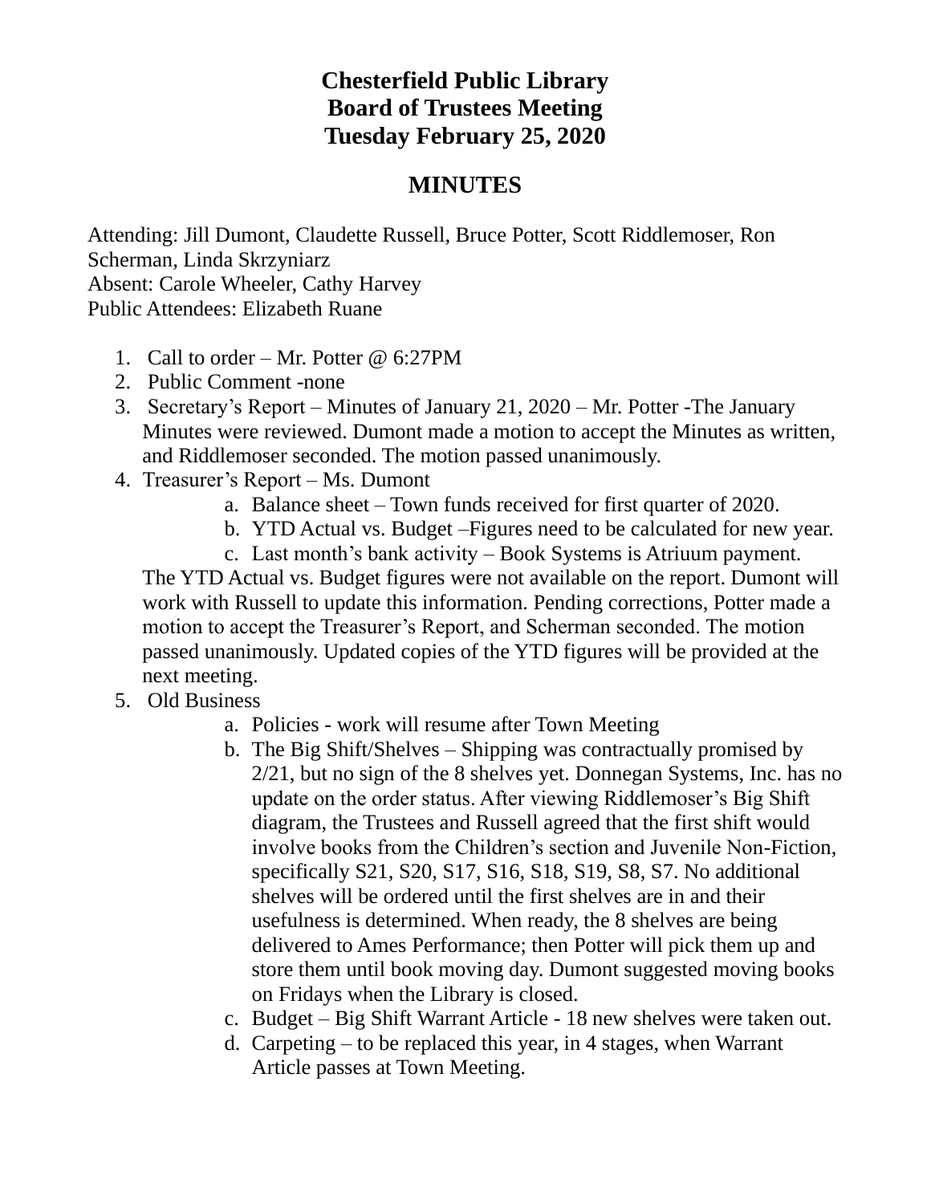# Chesterfield Public Library
# Board of Trustees Meeting
# Tuesday February 25, 2020

## MINUTES

Attending: Jill Dumont, Claudette Russell, Bruce Potter, Scott Riddlemoser, Ron Scherman, Linda Skrzyniarz
Absent: Carole Wheeler, Cathy Harvey
Public Attendees: Elizabeth Ruane

1. Call to order – Mr. Potter @ 6:27PM
2. Public Comment -none
3. Secretary's Report – Minutes of January 21, 2020 – Mr. Potter -The January Minutes were reviewed. Dumont made a motion to accept the Minutes as written, and Riddlemoser seconded. The motion passed unanimously.
4. Treasurer's Report – Ms. Dumont
   a. Balance sheet – Town funds received for first quarter of 2020.
   b. YTD Actual vs. Budget –Figures need to be calculated for new year.
   c. Last month's bank activity – Book Systems is Atriuum payment.

   The YTD Actual vs. Budget figures were not available on the report. Dumont will work with Russell to update this information. Pending corrections, Potter made a motion to accept the Treasurer's Report, and Scherman seconded. The motion passed unanimously. Updated copies of the YTD figures will be provided at the next meeting.
5. Old Business
   a. Policies - work will resume after Town Meeting
   b. The Big Shift/Shelves – Shipping was contractually promised by 2/21, but no sign of the 8 shelves yet. Donnegan Systems, Inc. has no update on the order status. After viewing Riddlemoser's Big Shift diagram, the Trustees and Russell agreed that the first shift would involve books from the Children's section and Juvenile Non-Fiction, specifically S21, S20, S17, S16, S18, S19, S8, S7. No additional shelves will be ordered until the first shelves are in and their usefulness is determined. When ready, the 8 shelves are being delivered to Ames Performance; then Potter will pick them up and store them until book moving day. Dumont suggested moving books on Fridays when the Library is closed.
   c. Budget – Big Shift Warrant Article - 18 new shelves were taken out.
   d. Carpeting – to be replaced this year, in 4 stages, when Warrant Article passes at Town Meeting.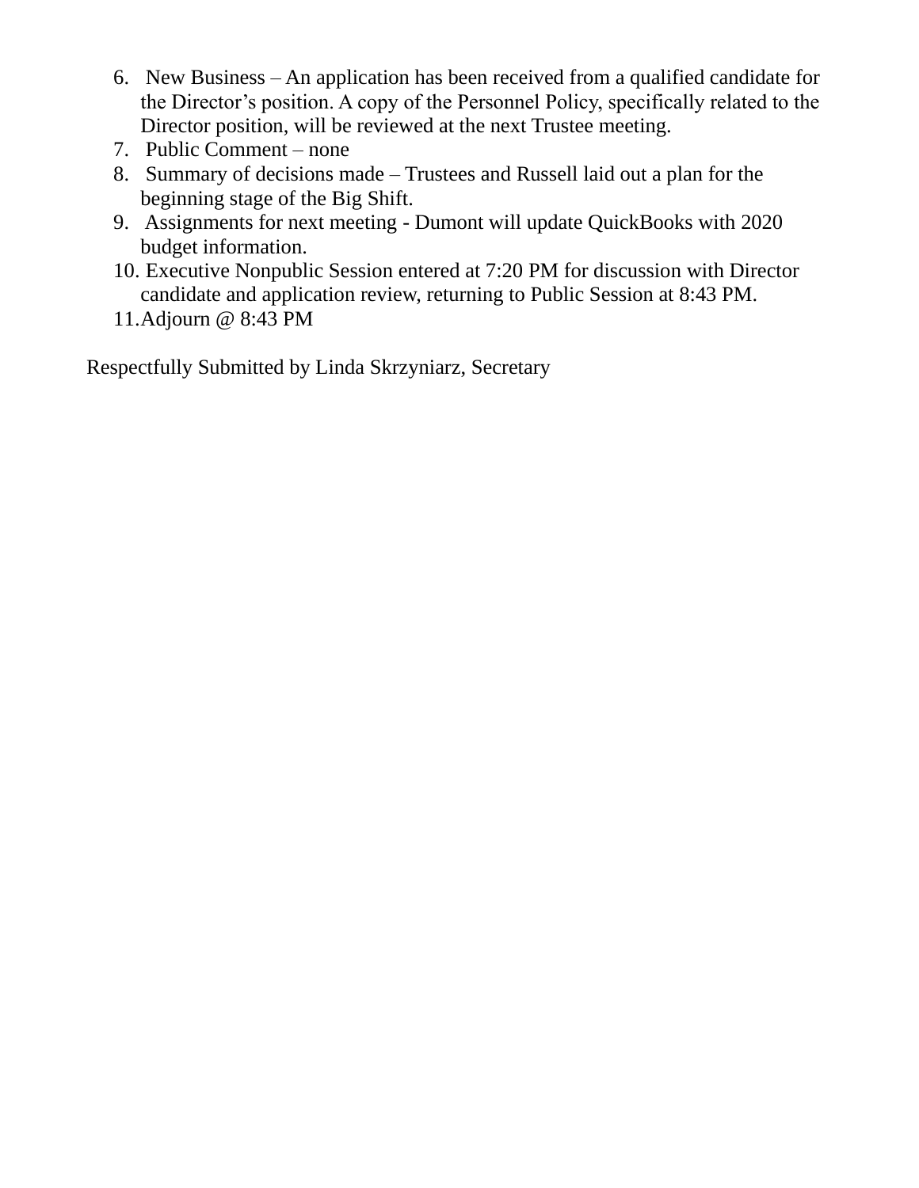6. New Business – An application has been received from a qualified candidate for the Director's position. A copy of the Personnel Policy, specifically related to the Director position, will be reviewed at the next Trustee meeting.
7. Public Comment – none
8. Summary of decisions made – Trustees and Russell laid out a plan for the beginning stage of the Big Shift.
9. Assignments for next meeting - Dumont will update QuickBooks with 2020 budget information.
10. Executive Nonpublic Session entered at 7:20 PM for discussion with Director candidate and application review, returning to Public Session at 8:43 PM.
11. Adjourn @ 8:43 PM

Respectfully Submitted by Linda Skrzyniarz, Secretary